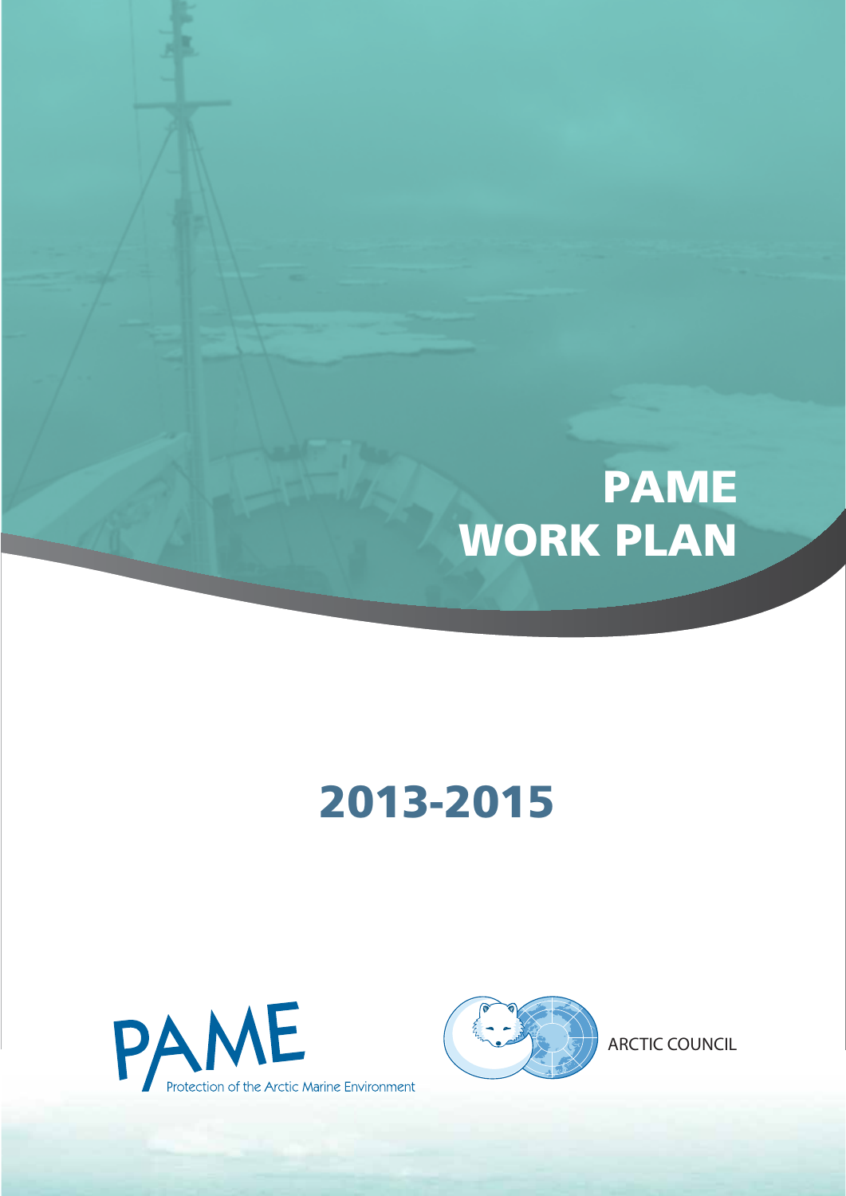# PAME WORK PLAN

## 2013-2015

PAME Protection of the Arctic Marine Environment

ARCTIC COUNCIL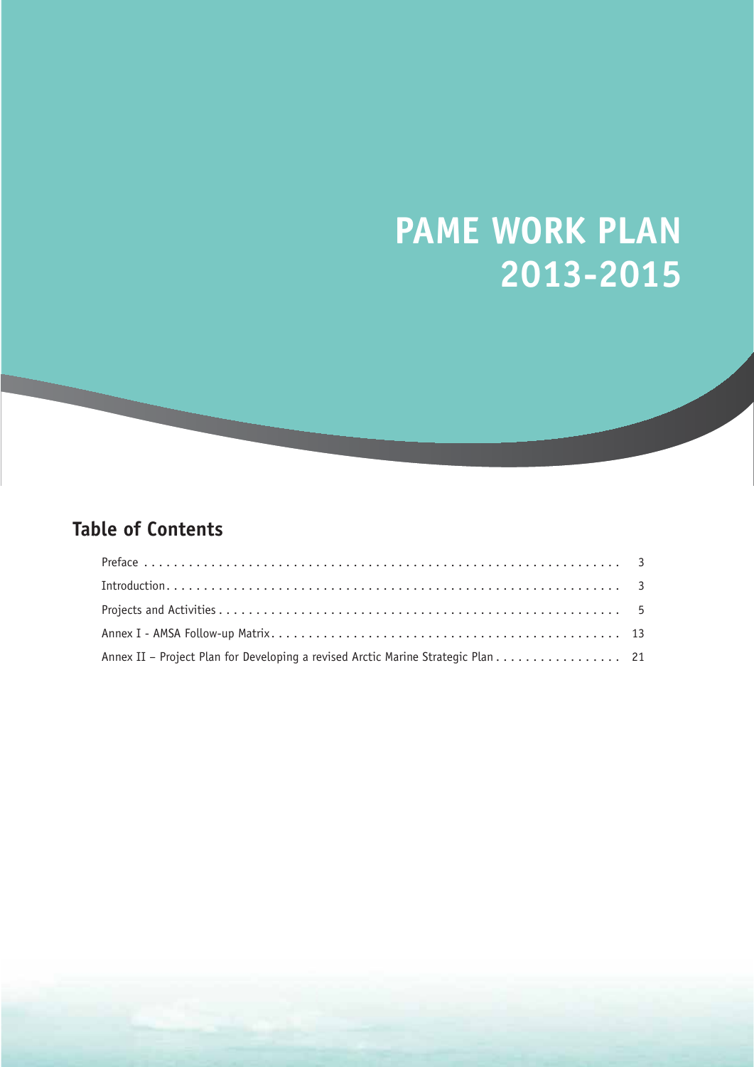# PAME WORK PLAN 2013-2015

## Table of Contents

| | |
|---|---|
| Preface | 3 |
| Introduction | 3 |
| Projects and Activities | 5 |
| Annex I - AMSA Follow-up Matrix | 13 |
| Annex II – Project Plan for Developing a revised Arctic Marine Strategic Plan | 21 |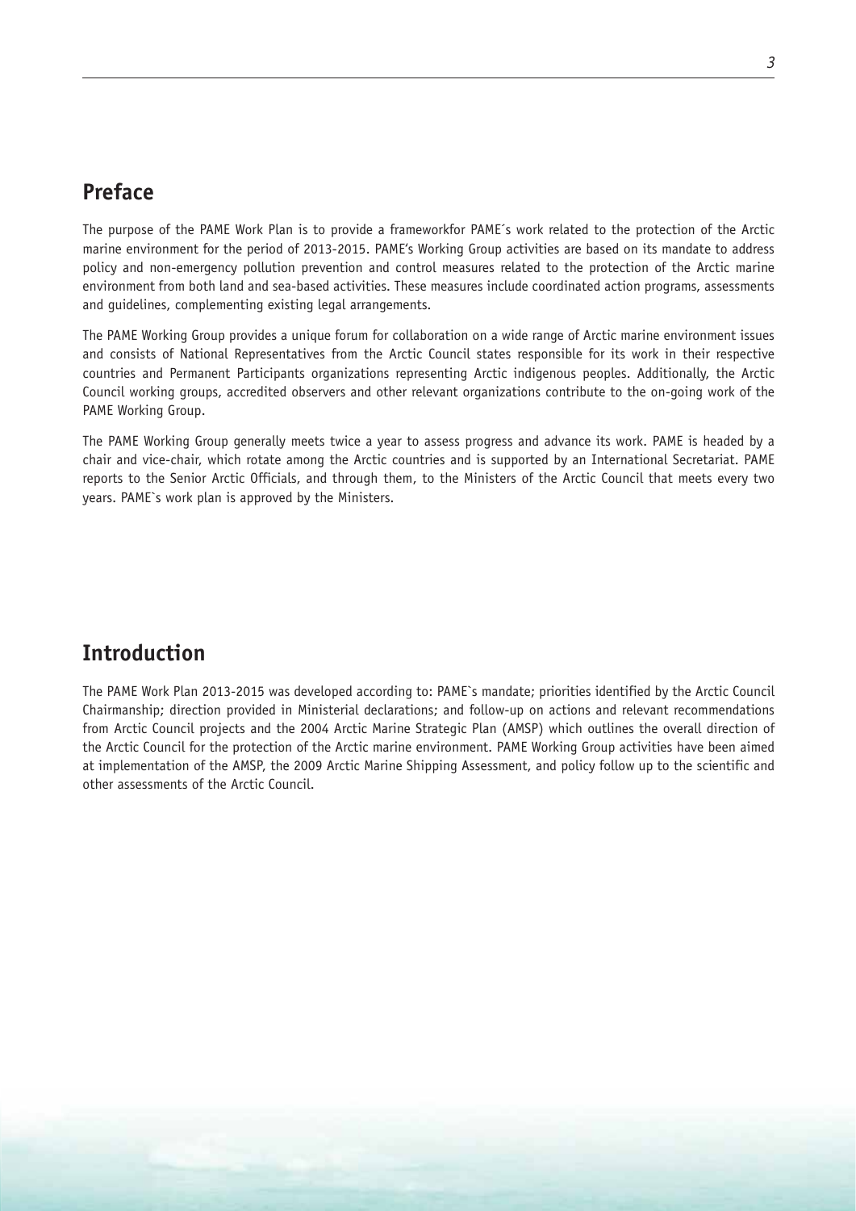## Preface

The purpose of the PAME Work Plan is to provide a frameworkfor PAME´s work related to the protection of the Arctic marine environment for the period of 2013-2015. PAME's Working Group activities are based on its mandate to address policy and non-emergency pollution prevention and control measures related to the protection of the Arctic marine environment from both land and sea-based activities. These measures include coordinated action programs, assessments and guidelines, complementing existing legal arrangements.

The PAME Working Group provides a unique forum for collaboration on a wide range of Arctic marine environment issues and consists of National Representatives from the Arctic Council states responsible for its work in their respective countries and Permanent Participants organizations representing Arctic indigenous peoples. Additionally, the Arctic Council working groups, accredited observers and other relevant organizations contribute to the on-going work of the PAME Working Group.

The PAME Working Group generally meets twice a year to assess progress and advance its work. PAME is headed by a chair and vice-chair, which rotate among the Arctic countries and is supported by an International Secretariat. PAME reports to the Senior Arctic Officials, and through them, to the Ministers of the Arctic Council that meets every two years. PAME`s work plan is approved by the Ministers.

## Introduction

The PAME Work Plan 2013-2015 was developed according to: PAME`s mandate; priorities identified by the Arctic Council Chairmanship; direction provided in Ministerial declarations; and follow-up on actions and relevant recommendations from Arctic Council projects and the 2004 Arctic Marine Strategic Plan (AMSP) which outlines the overall direction of the Arctic Council for the protection of the Arctic marine environment. PAME Working Group activities have been aimed at implementation of the AMSP, the 2009 Arctic Marine Shipping Assessment, and policy follow up to the scientific and other assessments of the Arctic Council.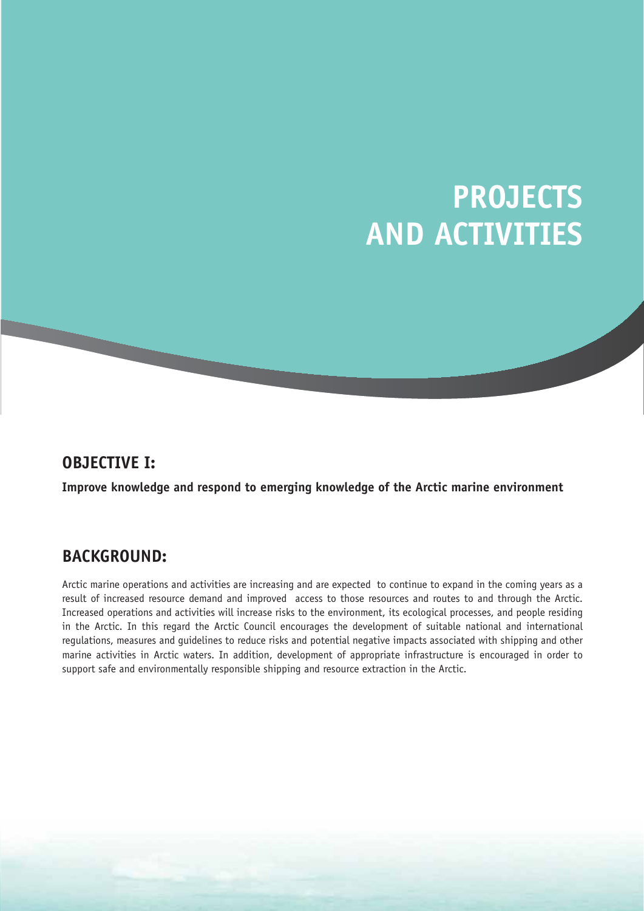# PROJECTS AND ACTIVITIES

## OBJECTIVE I:

**Improve knowledge and respond to emerging knowledge of the Arctic marine environment**

## BACKGROUND:

Arctic marine operations and activities are increasing and are expected to continue to expand in the coming years as a result of increased resource demand and improved access to those resources and routes to and through the Arctic. Increased operations and activities will increase risks to the environment, its ecological processes, and people residing in the Arctic. In this regard the Arctic Council encourages the development of suitable national and international regulations, measures and guidelines to reduce risks and potential negative impacts associated with shipping and other marine activities in Arctic waters. In addition, development of appropriate infrastructure is encouraged in order to support safe and environmentally responsible shipping and resource extraction in the Arctic.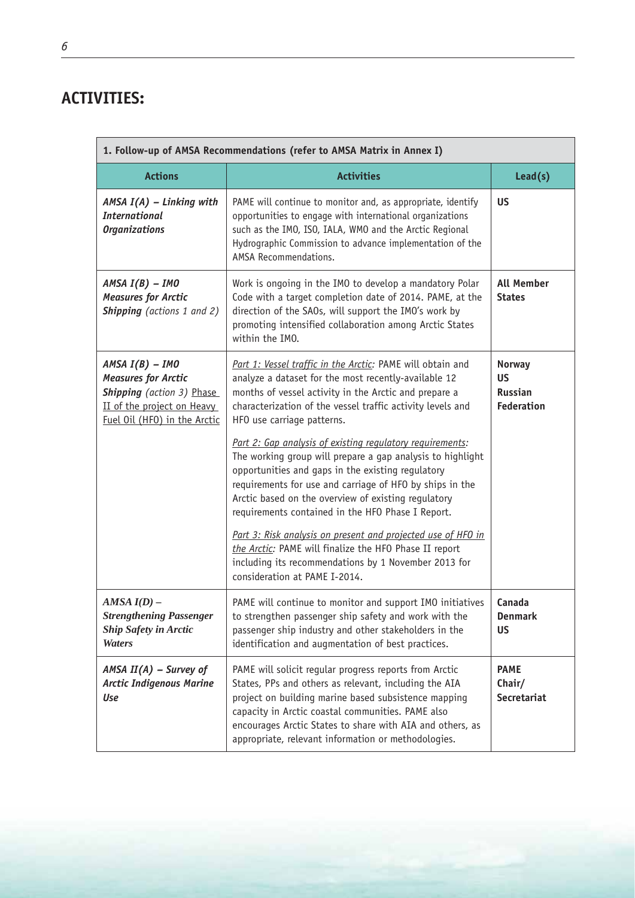## ACTIVITIES:

| 1. Follow-up of AMSA Recommendations (refer to AMSA Matrix in Annex I) | | |
|---|---|---|
| **Actions** | **Activities** | **Lead(s)** |
| ***AMSA I(A) – Linking with International Organizations*** | PAME will continue to monitor and, as appropriate, identify opportunities to engage with international organizations such as the IMO, ISO, IALA, WMO and the Arctic Regional Hydrographic Commission to advance implementation of the AMSA Recommendations. | **US** |
| ***AMSA I(B) – IMO Measures for Arctic Shipping*** *(actions 1 and 2)* | Work is ongoing in the IMO to develop a mandatory Polar Code with a target completion date of 2014. PAME, at the direction of the SAOs, will support the IMO's work by promoting intensified collaboration among Arctic States within the IMO. | **All Member States** |
| ***AMSA I(B) – IMO Measures for Arctic Shipping*** *(action 3)* Phase II of the project on Heavy Fuel Oil (HFO) in the Arctic | *Part 1: Vessel traffic in the Arctic:* PAME will obtain and analyze a dataset for the most recently-available 12 months of vessel activity in the Arctic and prepare a characterization of the vessel traffic activity levels and HFO use carriage patterns.<br><br>*Part 2: Gap analysis of existing regulatory requirements:* The working group will prepare a gap analysis to highlight opportunities and gaps in the existing regulatory requirements for use and carriage of HFO by ships in the Arctic based on the overview of existing regulatory requirements contained in the HFO Phase I Report.<br><br>*Part 3: Risk analysis on present and projected use of HFO in the Arctic:* PAME will finalize the HFO Phase II report including its recommendations by 1 November 2013 for consideration at PAME I-2014. | **Norway**<br>**US**<br>**Russian Federation** |
| ***AMSA I(D) – Strengthening Passenger Ship Safety in Arctic Waters*** | PAME will continue to monitor and support IMO initiatives to strengthen passenger ship safety and work with the passenger ship industry and other stakeholders in the identification and augmentation of best practices. | **Canada**<br>**Denmark**<br>**US** |
| ***AMSA II(A) – Survey of Arctic Indigenous Marine Use*** | PAME will solicit regular progress reports from Arctic States, PPs and others as relevant, including the AIA project on building marine based subsistence mapping capacity in Arctic coastal communities. PAME also encourages Arctic States to share with AIA and others, as appropriate, relevant information or methodologies. | **PAME Chair/ Secretariat** |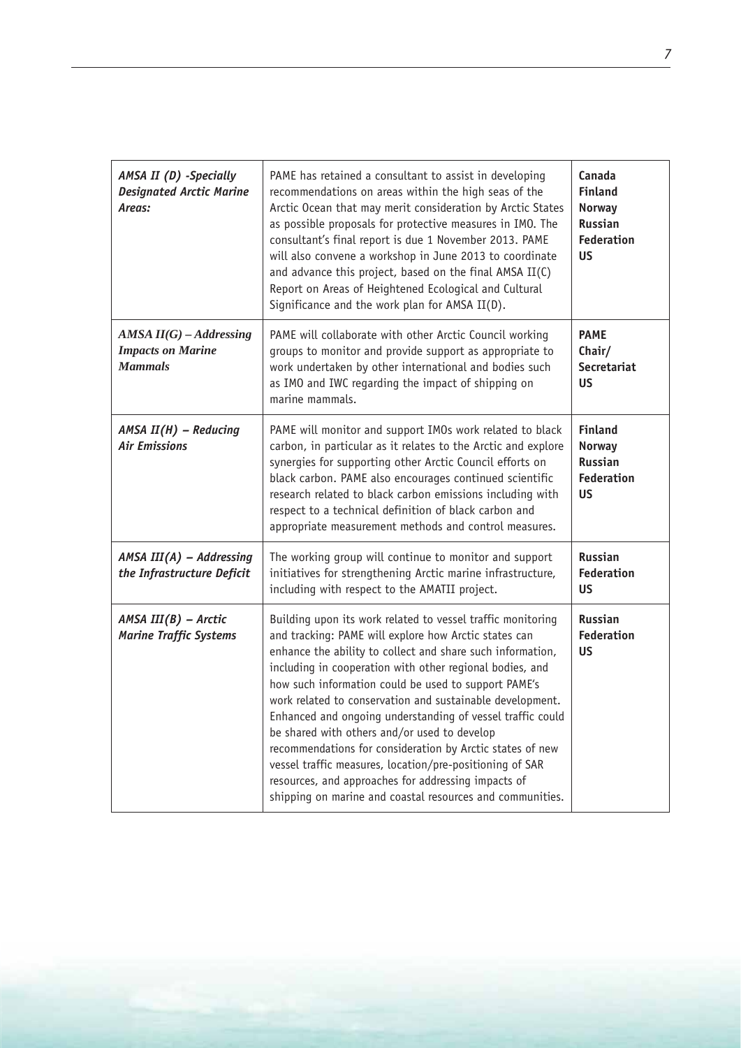| | | |
|---|---|---|
| ***AMSA II (D) -Specially Designated Arctic Marine Areas:*** | PAME has retained a consultant to assist in developing recommendations on areas within the high seas of the Arctic Ocean that may merit consideration by Arctic States as possible proposals for protective measures in IMO. The consultant's final report is due 1 November 2013. PAME will also convene a workshop in June 2013 to coordinate and advance this project, based on the final AMSA II(C) Report on Areas of Heightened Ecological and Cultural Significance and the work plan for AMSA II(D). | **Canada Finland Norway Russian Federation US** |
| ***AMSA II(G) – Addressing Impacts on Marine Mammals*** | PAME will collaborate with other Arctic Council working groups to monitor and provide support as appropriate to work undertaken by other international and bodies such as IMO and IWC regarding the impact of shipping on marine mammals. | **PAME Chair/ Secretariat US** |
| ***AMSA II(H) – Reducing Air Emissions*** | PAME will monitor and support IMOs work related to black carbon, in particular as it relates to the Arctic and explore synergies for supporting other Arctic Council efforts on black carbon. PAME also encourages continued scientific research related to black carbon emissions including with respect to a technical definition of black carbon and appropriate measurement methods and control measures. | **Finland Norway Russian Federation US** |
| ***AMSA III(A) – Addressing the Infrastructure Deficit*** | The working group will continue to monitor and support initiatives for strengthening Arctic marine infrastructure, including with respect to the AMATII project. | **Russian Federation US** |
| ***AMSA III(B) – Arctic Marine Traffic Systems*** | Building upon its work related to vessel traffic monitoring and tracking: PAME will explore how Arctic states can enhance the ability to collect and share such information, including in cooperation with other regional bodies, and how such information could be used to support PAME's work related to conservation and sustainable development. Enhanced and ongoing understanding of vessel traffic could be shared with others and/or used to develop recommendations for consideration by Arctic states of new vessel traffic measures, location/pre-positioning of SAR resources, and approaches for addressing impacts of shipping on marine and coastal resources and communities. | **Russian Federation US** |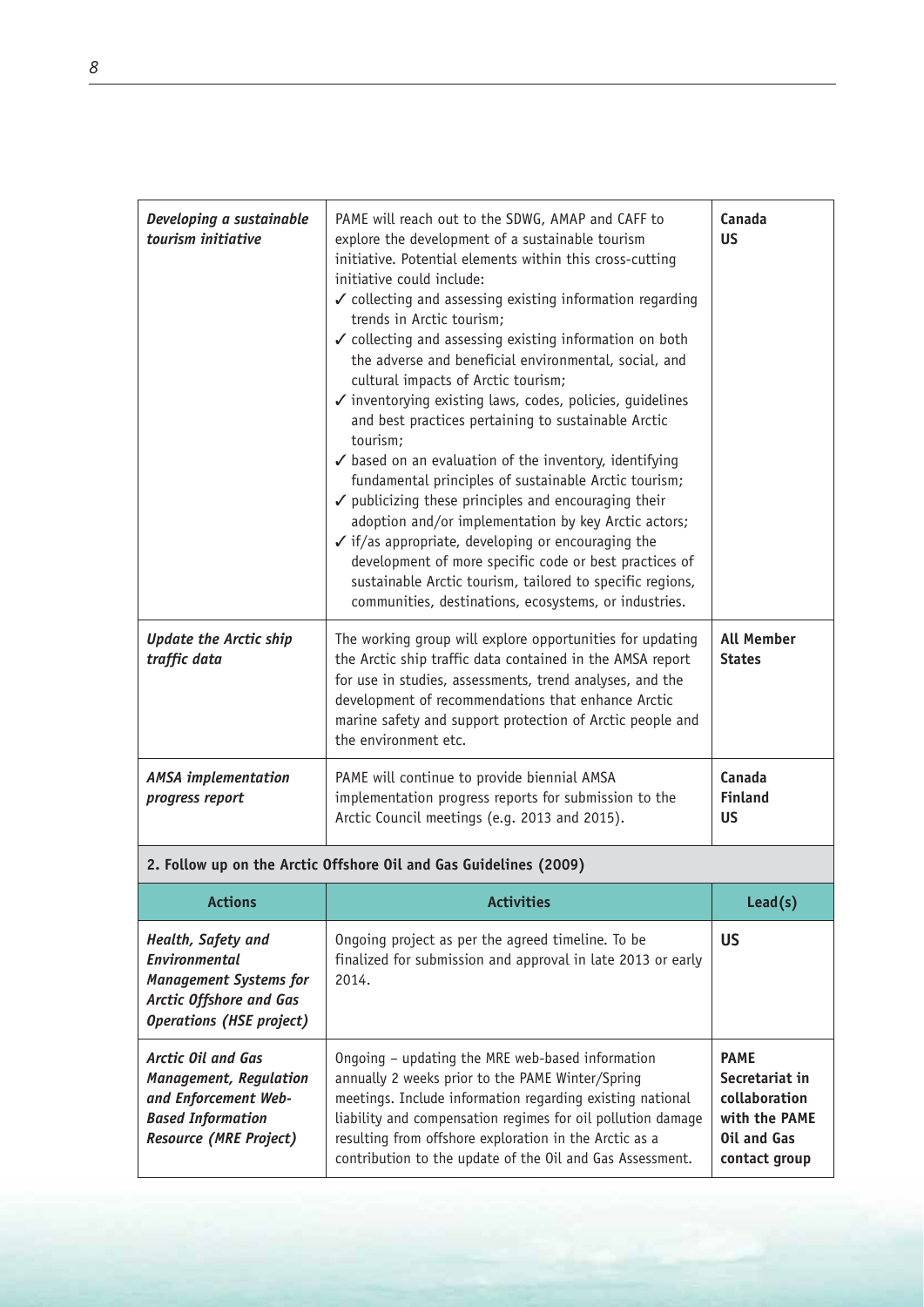| | | |
|---|---|---|
| ***Developing a sustainable tourism initiative*** | PAME will reach out to the SDWG, AMAP and CAFF to explore the development of a sustainable tourism initiative. Potential elements within this cross-cutting initiative could include:<br>✓ collecting and assessing existing information regarding trends in Arctic tourism;<br>✓ collecting and assessing existing information on both the adverse and beneficial environmental, social, and cultural impacts of Arctic tourism;<br>✓ inventorying existing laws, codes, policies, guidelines and best practices pertaining to sustainable Arctic tourism;<br>✓ based on an evaluation of the inventory, identifying fundamental principles of sustainable Arctic tourism;<br>✓ publicizing these principles and encouraging their adoption and/or implementation by key Arctic actors;<br>✓ if/as appropriate, developing or encouraging the development of more specific code or best practices of sustainable Arctic tourism, tailored to specific regions, communities, destinations, ecosystems, or industries. | **Canada**<br>**US** |
| ***Update the Arctic ship traffic data*** | The working group will explore opportunities for updating the Arctic ship traffic data contained in the AMSA report for use in studies, assessments, trend analyses, and the development of recommendations that enhance Arctic marine safety and support protection of Arctic people and the environment etc. | **All Member States** |
| ***AMSA implementation progress report*** | PAME will continue to provide biennial AMSA implementation progress reports for submission to the Arctic Council meetings (e.g. 2013 and 2015). | **Canada**<br>**Finland**<br>**US** |

**2. Follow up on the Arctic Offshore Oil and Gas Guidelines (2009)**

| Actions | Activities | Lead(s) |
|---|---|---|
| ***Health, Safety and Environmental Management Systems for Arctic Offshore and Gas Operations (HSE project)*** | Ongoing project as per the agreed timeline. To be finalized for submission and approval in late 2013 or early 2014. | **US** |
| ***Arctic Oil and Gas Management, Regulation and Enforcement Web-Based Information Resource (MRE Project)*** | Ongoing – updating the MRE web-based information annually 2 weeks prior to the PAME Winter/Spring meetings. Include information regarding existing national liability and compensation regimes for oil pollution damage resulting from offshore exploration in the Arctic as a contribution to the update of the Oil and Gas Assessment. | **PAME Secretariat in collaboration with the PAME Oil and Gas contact group** |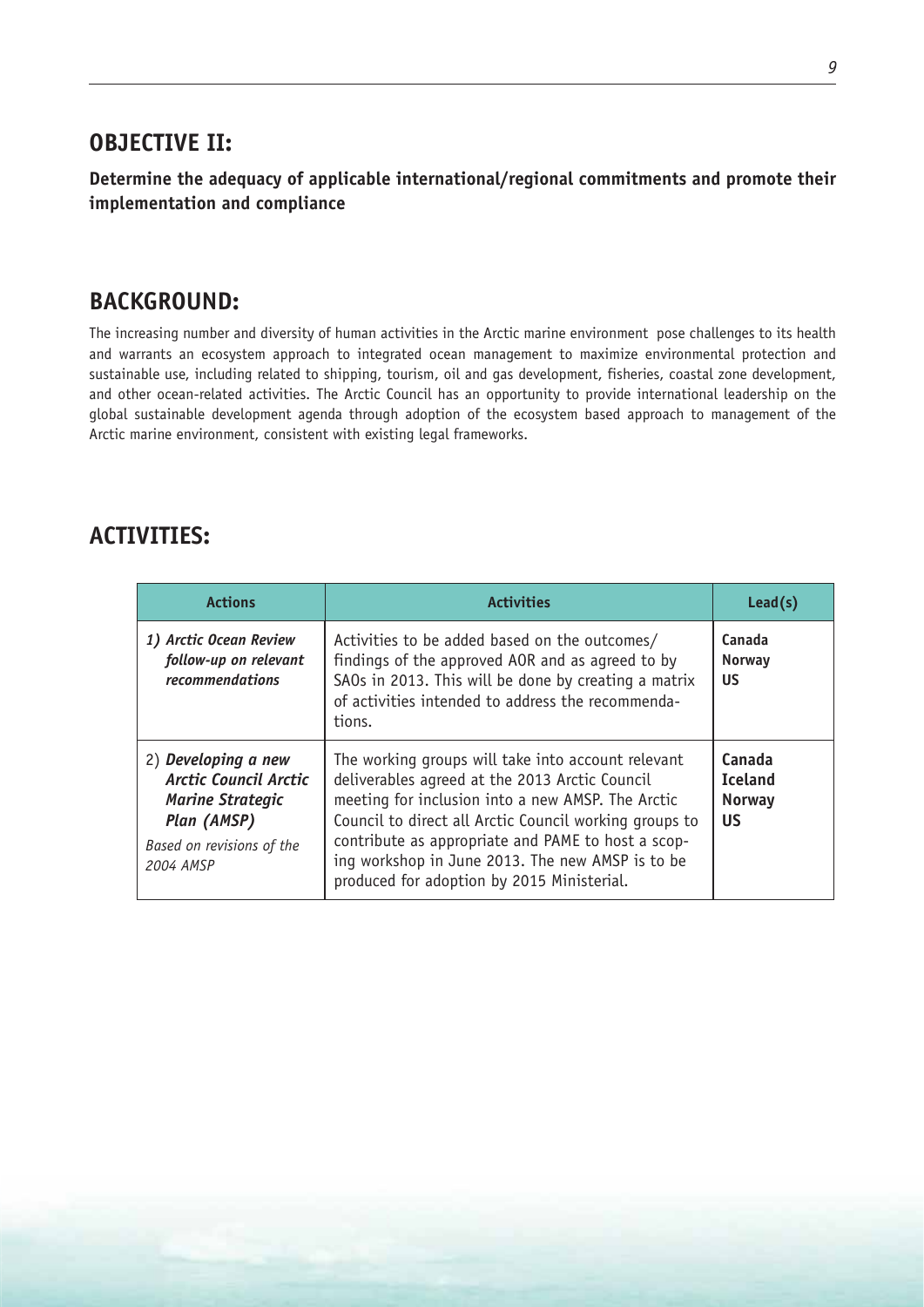## OBJECTIVE II:

**Determine the adequacy of applicable international/regional commitments and promote their implementation and compliance**

## BACKGROUND:

The increasing number and diversity of human activities in the Arctic marine environment pose challenges to its health and warrants an ecosystem approach to integrated ocean management to maximize environmental protection and sustainable use, including related to shipping, tourism, oil and gas development, fisheries, coastal zone development, and other ocean-related activities. The Arctic Council has an opportunity to provide international leadership on the global sustainable development agenda through adoption of the ecosystem based approach to management of the Arctic marine environment, consistent with existing legal frameworks.

## ACTIVITIES:

| Actions | Activities | Lead(s) |
|---|---|---|
| *1) Arctic Ocean Review follow-up on relevant recommendations* | Activities to be added based on the outcomes/ findings of the approved AOR and as agreed to by SAOs in 2013. This will be done by creating a matrix of activities intended to address the recommendations. | **Canada**<br>**Norway**<br>**US** |
| 2) ***Developing a new Arctic Council Arctic Marine Strategic Plan (AMSP)***<br>*Based on revisions of the 2004 AMSP* | The working groups will take into account relevant deliverables agreed at the 2013 Arctic Council meeting for inclusion into a new AMSP. The Arctic Council to direct all Arctic Council working groups to contribute as appropriate and PAME to host a scoping workshop in June 2013. The new AMSP is to be produced for adoption by 2015 Ministerial. | **Canada**<br>**Iceland**<br>**Norway**<br>**US** |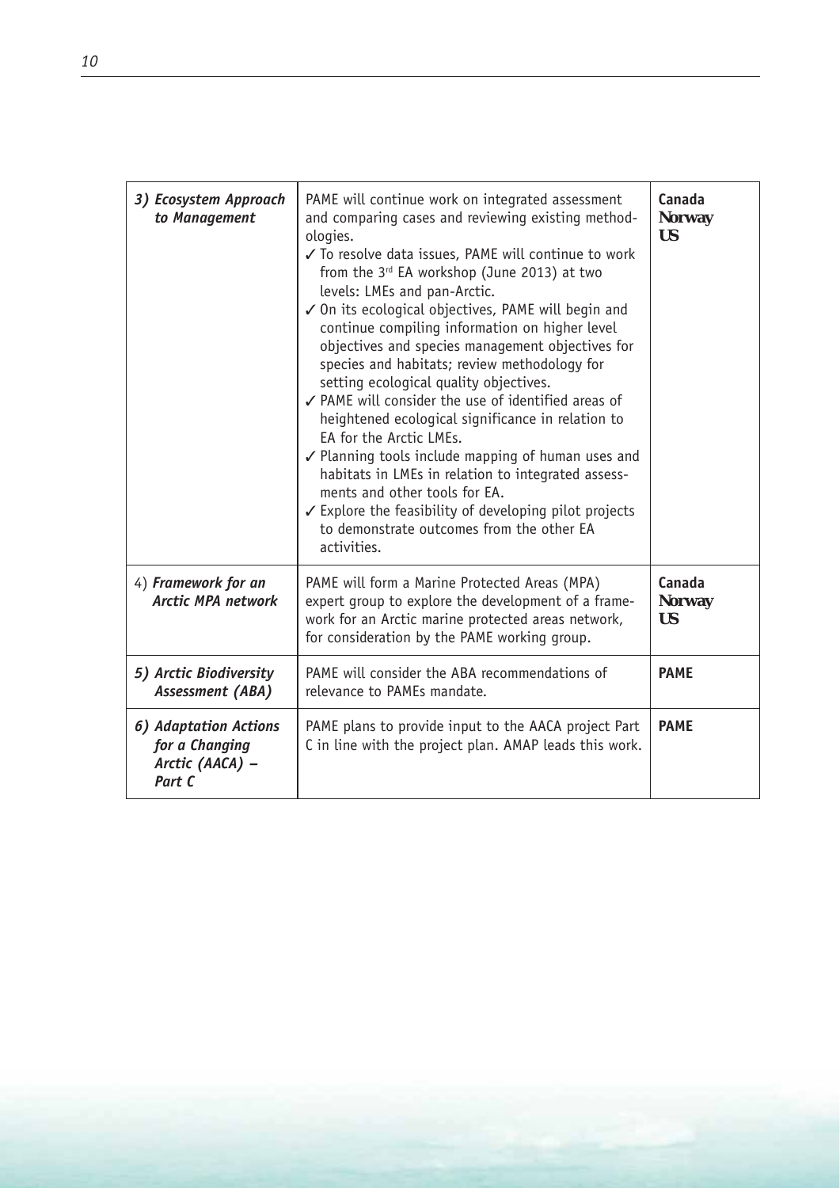| | | |
|---|---|---|
| ***3) Ecosystem Approach to Management*** | PAME will continue work on integrated assessment and comparing cases and reviewing existing methodologies.<br>✓ To resolve data issues, PAME will continue to work from the 3rd EA workshop (June 2013) at two levels: LMEs and pan-Arctic.<br>✓ On its ecological objectives, PAME will begin and continue compiling information on higher level objectives and species management objectives for species and habitats; review methodology for setting ecological quality objectives.<br>✓ PAME will consider the use of identified areas of heightened ecological significance in relation to EA for the Arctic LMEs.<br>✓ Planning tools include mapping of human uses and habitats in LMEs in relation to integrated assessments and other tools for EA.<br>✓ Explore the feasibility of developing pilot projects to demonstrate outcomes from the other EA activities. | **Canada**<br>**Norway**<br>**US** |
| 4) ***Framework for an Arctic MPA network*** | PAME will form a Marine Protected Areas (MPA) expert group to explore the development of a framework for an Arctic marine protected areas network, for consideration by the PAME working group. | **Canada**<br>**Norway**<br>**US** |
| ***5) Arctic Biodiversity Assessment (ABA)*** | PAME will consider the ABA recommendations of relevance to PAMEs mandate. | **PAME** |
| ***6) Adaptation Actions for a Changing Arctic (AACA) – Part C*** | PAME plans to provide input to the AACA project Part C in line with the project plan. AMAP leads this work. | **PAME** |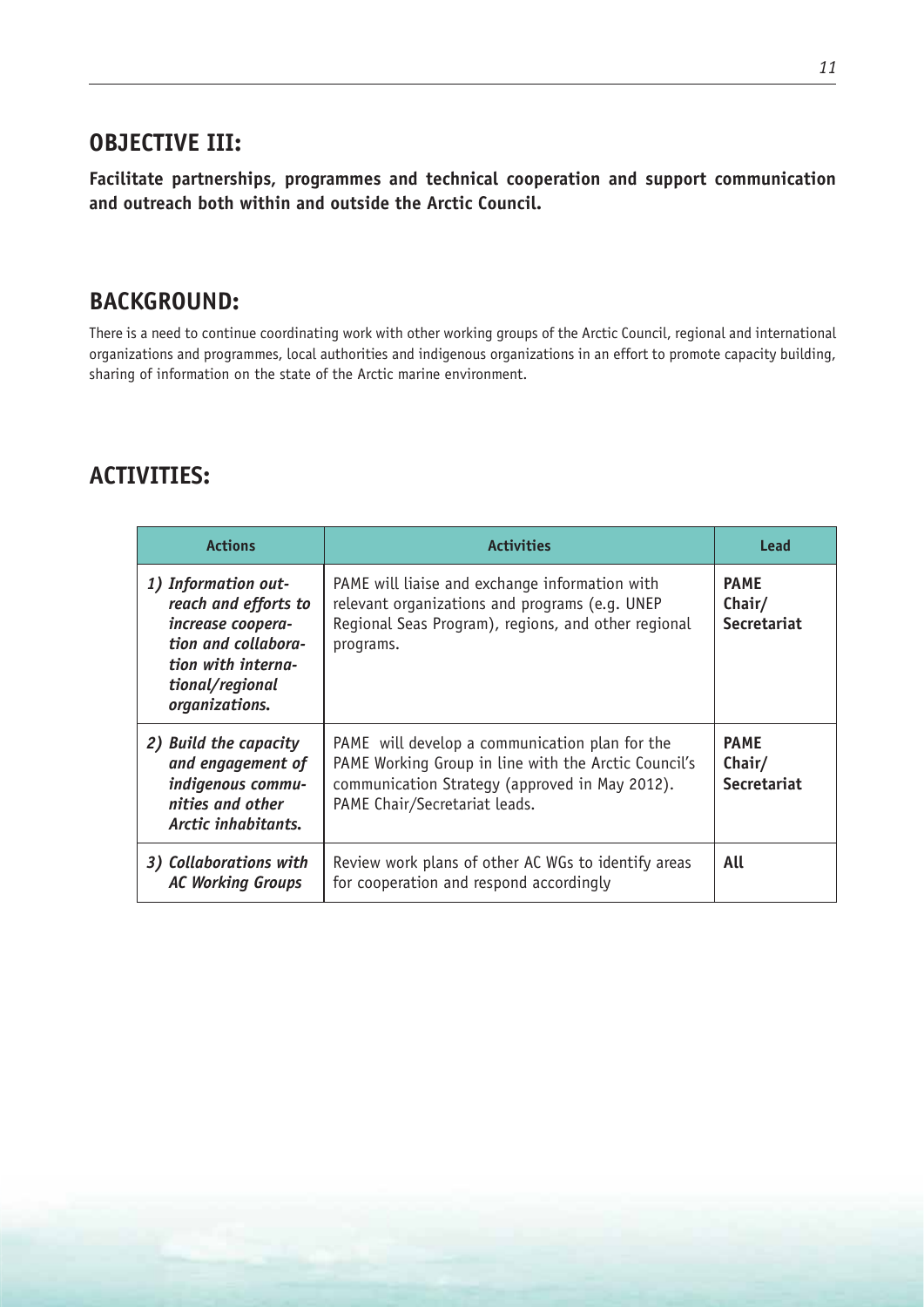## OBJECTIVE III:

**Facilitate partnerships, programmes and technical cooperation and support communication and outreach both within and outside the Arctic Council.**

## BACKGROUND:

There is a need to continue coordinating work with other working groups of the Arctic Council, regional and international organizations and programmes, local authorities and indigenous organizations in an effort to promote capacity building, sharing of information on the state of the Arctic marine environment.

## ACTIVITIES:

| Actions | Activities | Lead |
|---|---|---|
| ***1) Information outreach and efforts to increase cooperation and collaboration with international/regional organizations.*** | PAME will liaise and exchange information with relevant organizations and programs (e.g. UNEP Regional Seas Program), regions, and other regional programs. | **PAME Chair/ Secretariat** |
| ***2) Build the capacity and engagement of indigenous communities and other Arctic inhabitants.*** | PAME will develop a communication plan for the PAME Working Group in line with the Arctic Council's communication Strategy (approved in May 2012). PAME Chair/Secretariat leads. | **PAME Chair/ Secretariat** |
| ***3) Collaborations with AC Working Groups*** | Review work plans of other AC WGs to identify areas for cooperation and respond accordingly | **All** |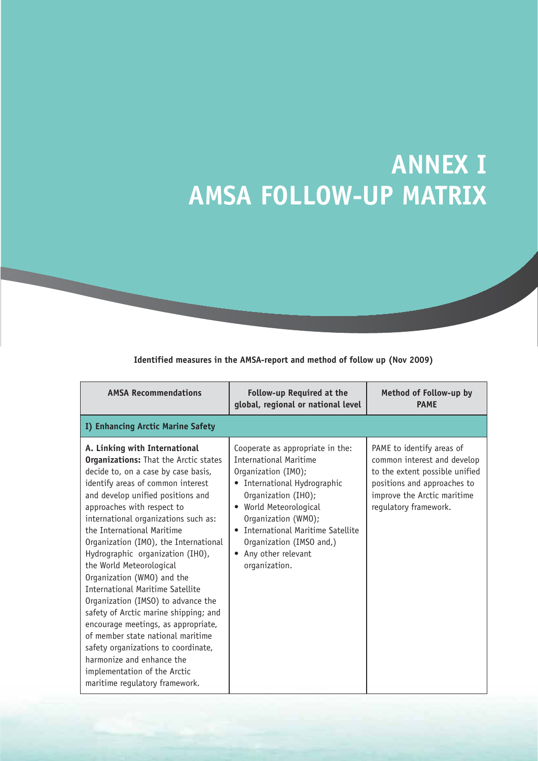# ANNEX I
# AMSA FOLLOW-UP MATRIX

**Identified measures in the AMSA-report and method of follow up (Nov 2009)**

| AMSA Recommendations | Follow-up Required at the global, regional or national level | Method of Follow-up by PAME |
|---|---|---|
| **I) Enhancing Arctic Marine Safety** | | |
| **A. Linking with International Organizations:** That the Arctic states decide to, on a case by case basis, identify areas of common interest and develop unified positions and approaches with respect to international organizations such as: the International Maritime Organization (IMO), the International Hydrographic organization (IHO), the World Meteorological Organization (WMO) and the International Maritime Satellite Organization (IMSO) to advance the safety of Arctic marine shipping; and encourage meetings, as appropriate, of member state national maritime safety organizations to coordinate, harmonize and enhance the implementation of the Arctic maritime regulatory framework. | Cooperate as appropriate in the: International Maritime Organization (IMO); • International Hydrographic Organization (IHO); • World Meteorological Organization (WMO); • International Maritime Satellite Organization (IMSO and,) • Any other relevant organization. | PAME to identify areas of common interest and develop to the extent possible unified positions and approaches to improve the Arctic maritime regulatory framework. |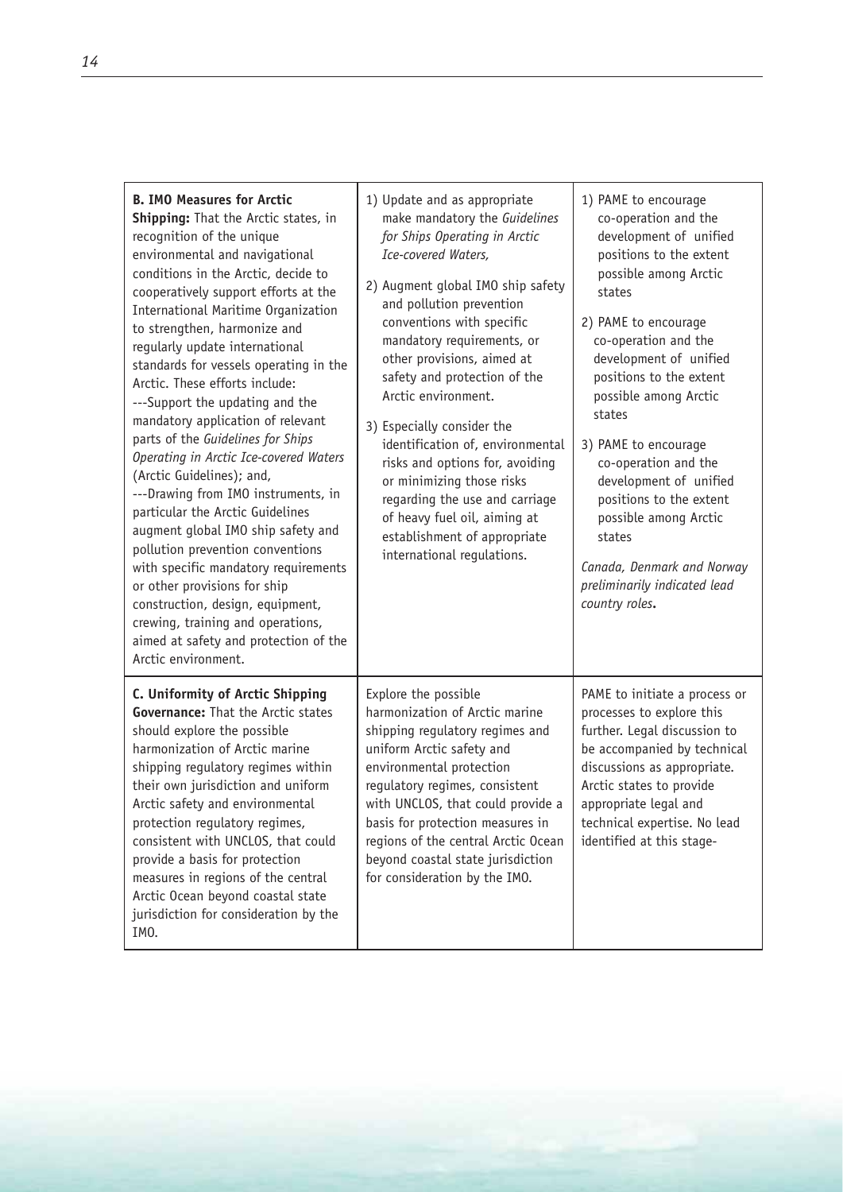| | | |
|---|---|---|
| **B. IMO Measures for Arctic Shipping:** That the Arctic states, in recognition of the unique environmental and navigational conditions in the Arctic, decide to cooperatively support efforts at the International Maritime Organization to strengthen, harmonize and regularly update international standards for vessels operating in the Arctic. These efforts include:<br>---Support the updating and the mandatory application of relevant parts of the *Guidelines for Ships Operating in Arctic Ice-covered Waters* (Arctic Guidelines); and,<br>---Drawing from IMO instruments, in particular the Arctic Guidelines augment global IMO ship safety and pollution prevention conventions with specific mandatory requirements or other provisions for ship construction, design, equipment, crewing, training and operations, aimed at safety and protection of the Arctic environment. | 1) Update and as appropriate make mandatory the *Guidelines for Ships Operating in Arctic Ice-covered Waters,*<br><br>2) Augment global IMO ship safety and pollution prevention conventions with specific mandatory requirements, or other provisions, aimed at safety and protection of the Arctic environment.<br><br>3) Especially consider the identification of, environmental risks and options for, avoiding or minimizing those risks regarding the use and carriage of heavy fuel oil, aiming at establishment of appropriate international regulations. | 1) PAME to encourage co-operation and the development of unified positions to the extent possible among Arctic states<br><br>2) PAME to encourage co-operation and the development of unified positions to the extent possible among Arctic states<br><br>3) PAME to encourage co-operation and the development of unified positions to the extent possible among Arctic states<br><br>*Canada, Denmark and Norway preliminarily indicated lead country roles***.** |
| **C. Uniformity of Arctic Shipping Governance:** That the Arctic states should explore the possible harmonization of Arctic marine shipping regulatory regimes within their own jurisdiction and uniform Arctic safety and environmental protection regulatory regimes, consistent with UNCLOS, that could provide a basis for protection measures in regions of the central Arctic Ocean beyond coastal state jurisdiction for consideration by the IMO. | Explore the possible harmonization of Arctic marine shipping regulatory regimes and uniform Arctic safety and environmental protection regulatory regimes, consistent with UNCLOS, that could provide a basis for protection measures in regions of the central Arctic Ocean beyond coastal state jurisdiction for consideration by the IMO. | PAME to initiate a process or processes to explore this further. Legal discussion to be accompanied by technical discussions as appropriate. Arctic states to provide appropriate legal and technical expertise. No lead identified at this stage- |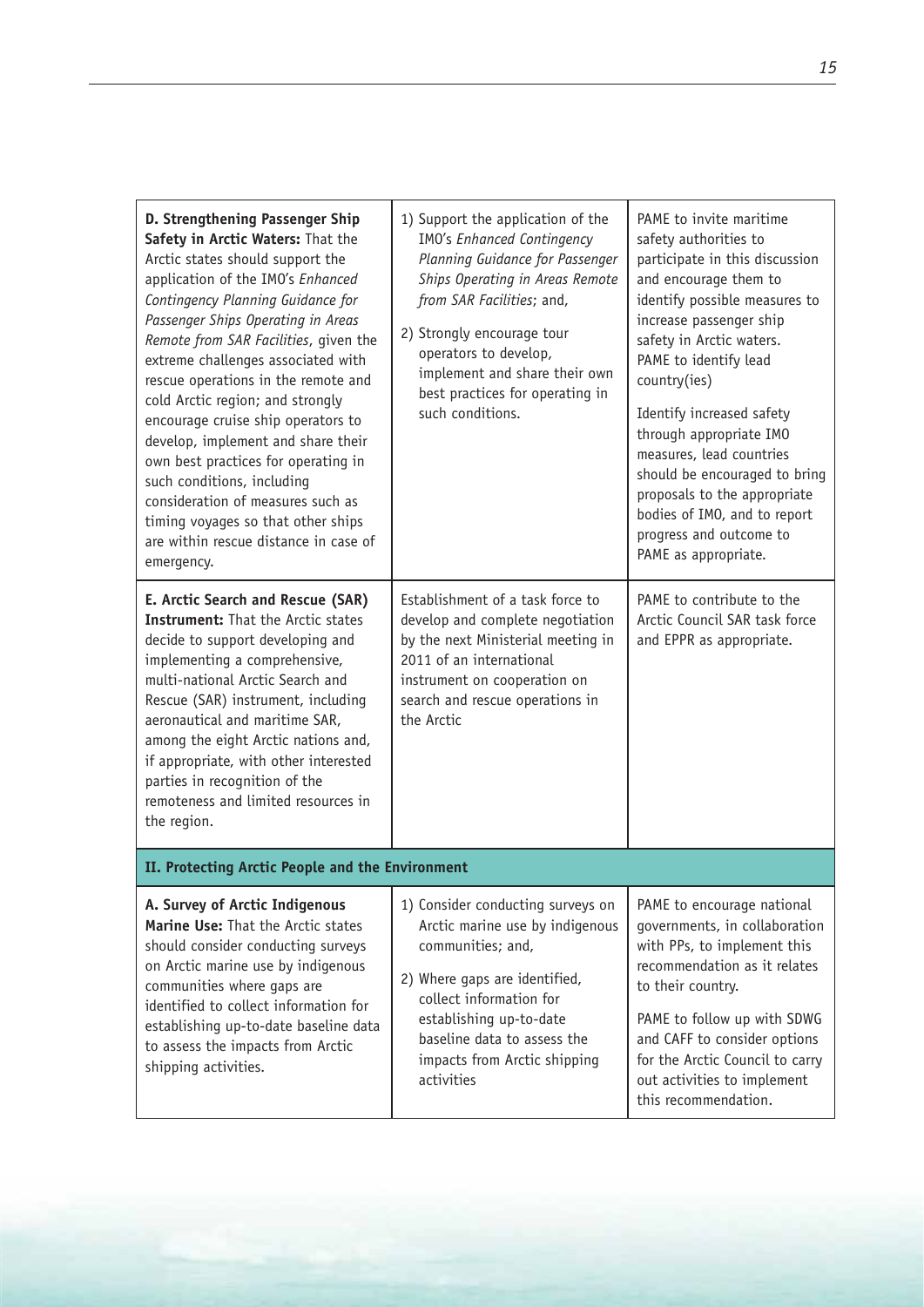| | | |
|---|---|---|
| **D. Strengthening Passenger Ship Safety in Arctic Waters:** That the Arctic states should support the application of the IMO's *Enhanced Contingency Planning Guidance for Passenger Ships Operating in Areas Remote from SAR Facilities*, given the extreme challenges associated with rescue operations in the remote and cold Arctic region; and strongly encourage cruise ship operators to develop, implement and share their own best practices for operating in such conditions, including consideration of measures such as timing voyages so that other ships are within rescue distance in case of emergency. | 1) Support the application of the IMO's *Enhanced Contingency Planning Guidance for Passenger Ships Operating in Areas Remote from SAR Facilities*; and,<br><br>2) Strongly encourage tour operators to develop, implement and share their own best practices for operating in such conditions. | PAME to invite maritime safety authorities to participate in this discussion and encourage them to identify possible measures to increase passenger ship safety in Arctic waters. PAME to identify lead country(ies)<br><br>Identify increased safety through appropriate IMO measures, lead countries should be encouraged to bring proposals to the appropriate bodies of IMO, and to report progress and outcome to PAME as appropriate. |
| **E. Arctic Search and Rescue (SAR) Instrument:** That the Arctic states decide to support developing and implementing a comprehensive, multi-national Arctic Search and Rescue (SAR) instrument, including aeronautical and maritime SAR, among the eight Arctic nations and, if appropriate, with other interested parties in recognition of the remoteness and limited resources in the region. | Establishment of a task force to develop and complete negotiation by the next Ministerial meeting in 2011 of an international instrument on cooperation on search and rescue operations in the Arctic | PAME to contribute to the Arctic Council SAR task force and EPPR as appropriate. |
| **II. Protecting Arctic People and the Environment** | | |
| **A. Survey of Arctic Indigenous Marine Use:** That the Arctic states should consider conducting surveys on Arctic marine use by indigenous communities where gaps are identified to collect information for establishing up-to-date baseline data to assess the impacts from Arctic shipping activities. | 1) Consider conducting surveys on Arctic marine use by indigenous communities; and,<br><br>2) Where gaps are identified, collect information for establishing up-to-date baseline data to assess the impacts from Arctic shipping activities | PAME to encourage national governments, in collaboration with PPs, to implement this recommendation as it relates to their country.<br><br>PAME to follow up with SDWG and CAFF to consider options for the Arctic Council to carry out activities to implement this recommendation. |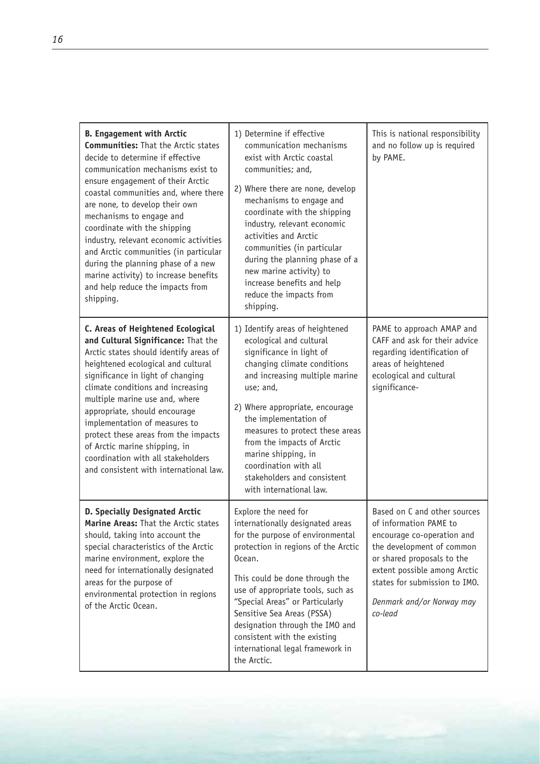| | | |
|---|---|---|
| **B. Engagement with Arctic Communities:** That the Arctic states decide to determine if effective communication mechanisms exist to ensure engagement of their Arctic coastal communities and, where there are none, to develop their own mechanisms to engage and coordinate with the shipping industry, relevant economic activities and Arctic communities (in particular during the planning phase of a new marine activity) to increase benefits and help reduce the impacts from shipping. | 1) Determine if effective communication mechanisms exist with Arctic coastal communities; and,<br><br>2) Where there are none, develop mechanisms to engage and coordinate with the shipping industry, relevant economic activities and Arctic communities (in particular during the planning phase of a new marine activity) to increase benefits and help reduce the impacts from shipping. | This is national responsibility and no follow up is required by PAME. |
| **C. Areas of Heightened Ecological and Cultural Significance:** That the Arctic states should identify areas of heightened ecological and cultural significance in light of changing climate conditions and increasing multiple marine use and, where appropriate, should encourage implementation of measures to protect these areas from the impacts of Arctic marine shipping, in coordination with all stakeholders and consistent with international law. | 1) Identify areas of heightened ecological and cultural significance in light of changing climate conditions and increasing multiple marine use; and,<br><br>2) Where appropriate, encourage the implementation of measures to protect these areas from the impacts of Arctic marine shipping, in coordination with all stakeholders and consistent with international law. | PAME to approach AMAP and CAFF and ask for their advice regarding identification of areas of heightened ecological and cultural significance- |
| **D. Specially Designated Arctic Marine Areas:** That the Arctic states should, taking into account the special characteristics of the Arctic marine environment, explore the need for internationally designated areas for the purpose of environmental protection in regions of the Arctic Ocean. | Explore the need for internationally designated areas for the purpose of environmental protection in regions of the Arctic Ocean.<br><br>This could be done through the use of appropriate tools, such as "Special Areas" or Particularly Sensitive Sea Areas (PSSA) designation through the IMO and consistent with the existing international legal framework in the Arctic. | Based on C and other sources of information PAME to encourage co-operation and the development of common or shared proposals to the extent possible among Arctic states for submission to IMO.<br><br>*Denmark and/or Norway may co-lead* |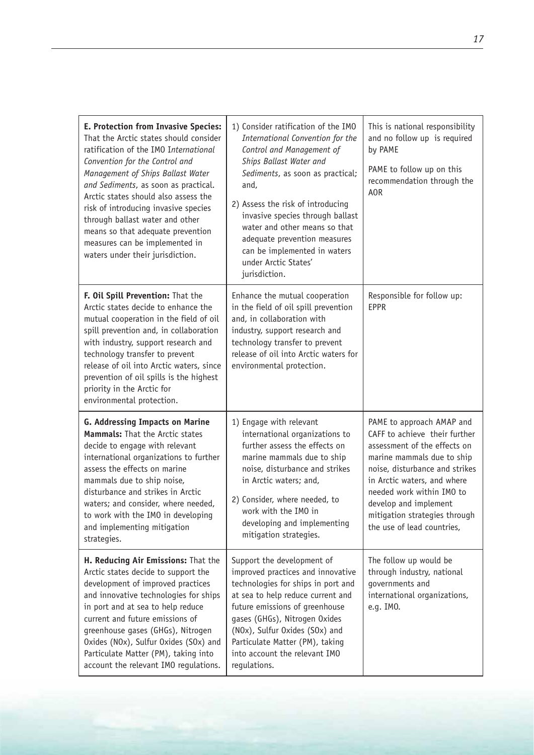| | | |
|---|---|---|
| **E. Protection from Invasive Species:** That the Arctic states should consider ratification of the IMO *International Convention for the Control and Management of Ships Ballast Water and Sediments*, as soon as practical. Arctic states should also assess the risk of introducing invasive species through ballast water and other means so that adequate prevention measures can be implemented in waters under their jurisdiction. | 1) Consider ratification of the IMO *International Convention for the Control and Management of Ships Ballast Water and Sediments*, as soon as practical; and,<br><br>2) Assess the risk of introducing invasive species through ballast water and other means so that adequate prevention measures can be implemented in waters under Arctic States' jurisdiction. | This is national responsibility and no follow up is required by PAME<br><br>PAME to follow up on this recommendation through the AOR |
| **F. Oil Spill Prevention:** That the Arctic states decide to enhance the mutual cooperation in the field of oil spill prevention and, in collaboration with industry, support research and technology transfer to prevent release of oil into Arctic waters, since prevention of oil spills is the highest priority in the Arctic for environmental protection. | Enhance the mutual cooperation in the field of oil spill prevention and, in collaboration with industry, support research and technology transfer to prevent release of oil into Arctic waters for environmental protection. | Responsible for follow up: EPPR |
| **G. Addressing Impacts on Marine Mammals:** That the Arctic states decide to engage with relevant international organizations to further assess the effects on marine mammals due to ship noise, disturbance and strikes in Arctic waters; and consider, where needed, to work with the IMO in developing and implementing mitigation strategies. | 1) Engage with relevant international organizations to further assess the effects on marine mammals due to ship noise, disturbance and strikes in Arctic waters; and,<br><br>2) Consider, where needed, to work with the IMO in developing and implementing mitigation strategies. | PAME to approach AMAP and CAFF to achieve their further assessment of the effects on marine mammals due to ship noise, disturbance and strikes in Arctic waters, and where needed work within IMO to develop and implement mitigation strategies through the use of lead countries, |
| **H. Reducing Air Emissions:** That the Arctic states decide to support the development of improved practices and innovative technologies for ships in port and at sea to help reduce current and future emissions of greenhouse gases (GHGs), Nitrogen Oxides (NOx), Sulfur Oxides (SOx) and Particulate Matter (PM), taking into account the relevant IMO regulations. | Support the development of improved practices and innovative technologies for ships in port and at sea to help reduce current and future emissions of greenhouse gases (GHGs), Nitrogen Oxides (NOx), Sulfur Oxides (SOx) and Particulate Matter (PM), taking into account the relevant IMO regulations. | The follow up would be through industry, national governments and international organizations, e.g. IMO. |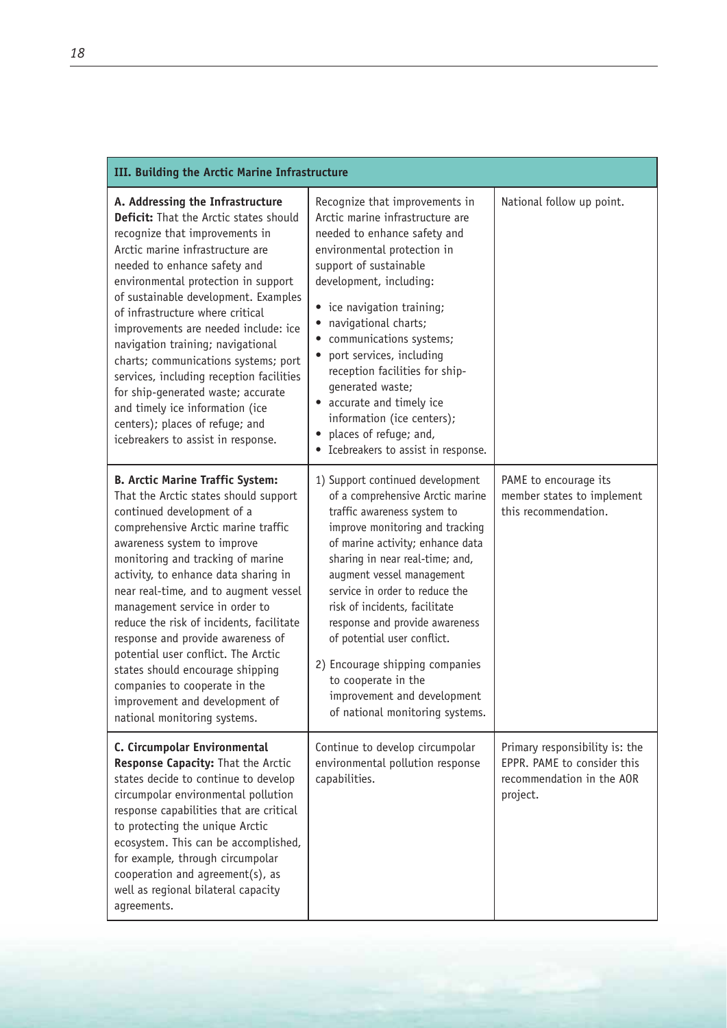| III. Building the Arctic Marine Infrastructure | | |
|---|---|---|
| **A. Addressing the Infrastructure Deficit:** That the Arctic states should recognize that improvements in Arctic marine infrastructure are needed to enhance safety and environmental protection in support of sustainable development. Examples of infrastructure where critical improvements are needed include: ice navigation training; navigational charts; communications systems; port services, including reception facilities for ship-generated waste; accurate and timely ice information (ice centers); places of refuge; and icebreakers to assist in response. | Recognize that improvements in Arctic marine infrastructure are needed to enhance safety and environmental protection in support of sustainable development, including:<br>• ice navigation training;<br>• navigational charts;<br>• communications systems;<br>• port services, including reception facilities for ship-generated waste;<br>• accurate and timely ice information (ice centers);<br>• places of refuge; and,<br>• Icebreakers to assist in response. | National follow up point. |
| **B. Arctic Marine Traffic System:** That the Arctic states should support continued development of a comprehensive Arctic marine traffic awareness system to improve monitoring and tracking of marine activity, to enhance data sharing in near real-time, and to augment vessel management service in order to reduce the risk of incidents, facilitate response and provide awareness of potential user conflict. The Arctic states should encourage shipping companies to cooperate in the improvement and development of national monitoring systems. | 1) Support continued development of a comprehensive Arctic marine traffic awareness system to improve monitoring and tracking of marine activity; enhance data sharing in near real-time; and, augment vessel management service in order to reduce the risk of incidents, facilitate response and provide awareness of potential user conflict.<br>2) Encourage shipping companies to cooperate in the improvement and development of national monitoring systems. | PAME to encourage its member states to implement this recommendation. |
| **C. Circumpolar Environmental Response Capacity:** That the Arctic states decide to continue to develop circumpolar environmental pollution response capabilities that are critical to protecting the unique Arctic ecosystem. This can be accomplished, for example, through circumpolar cooperation and agreement(s), as well as regional bilateral capacity agreements. | Continue to develop circumpolar environmental pollution response capabilities. | Primary responsibility is: the EPPR. PAME to consider this recommendation in the AOR project. |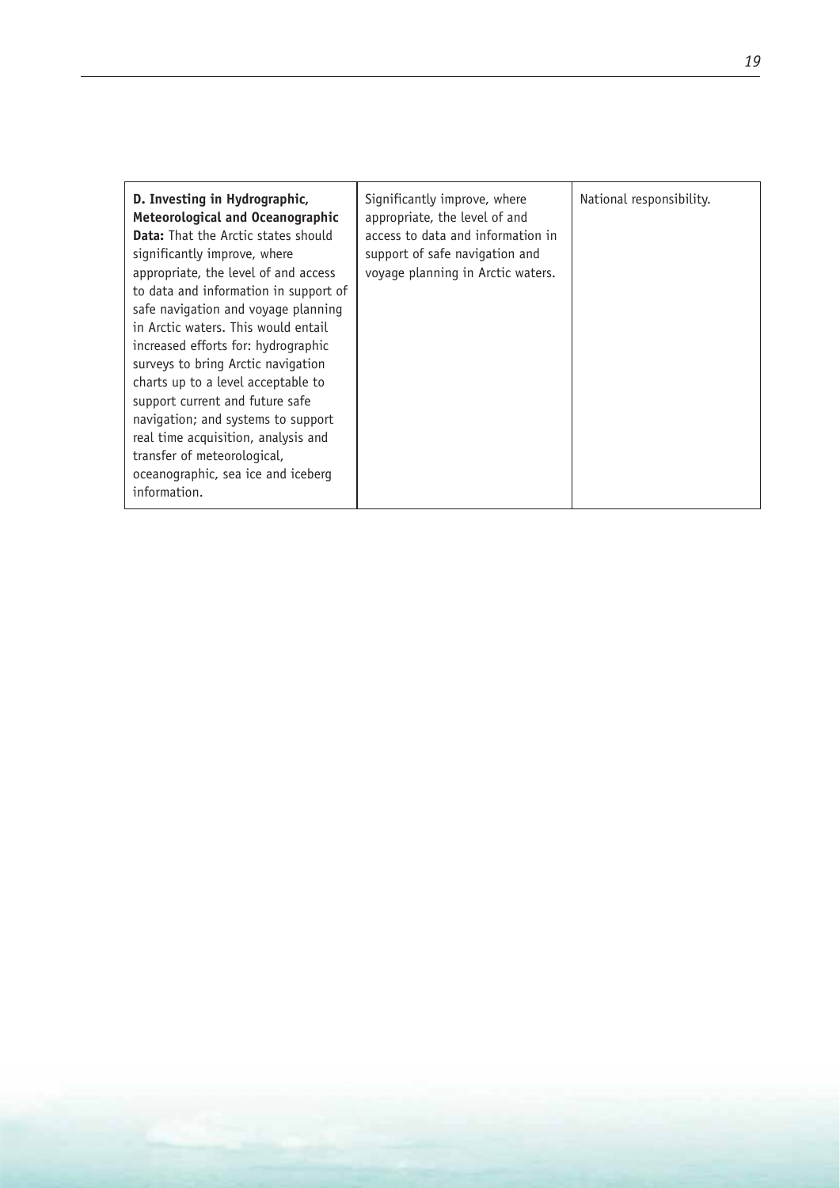| | | |
|---|---|---|
| **D. Investing in Hydrographic, Meteorological and Oceanographic Data:** That the Arctic states should significantly improve, where appropriate, the level of and access to data and information in support of safe navigation and voyage planning in Arctic waters. This would entail increased efforts for: hydrographic surveys to bring Arctic navigation charts up to a level acceptable to support current and future safe navigation; and systems to support real time acquisition, analysis and transfer of meteorological, oceanographic, sea ice and iceberg information. | Significantly improve, where appropriate, the level of and access to data and information in support of safe navigation and voyage planning in Arctic waters. | National responsibility. |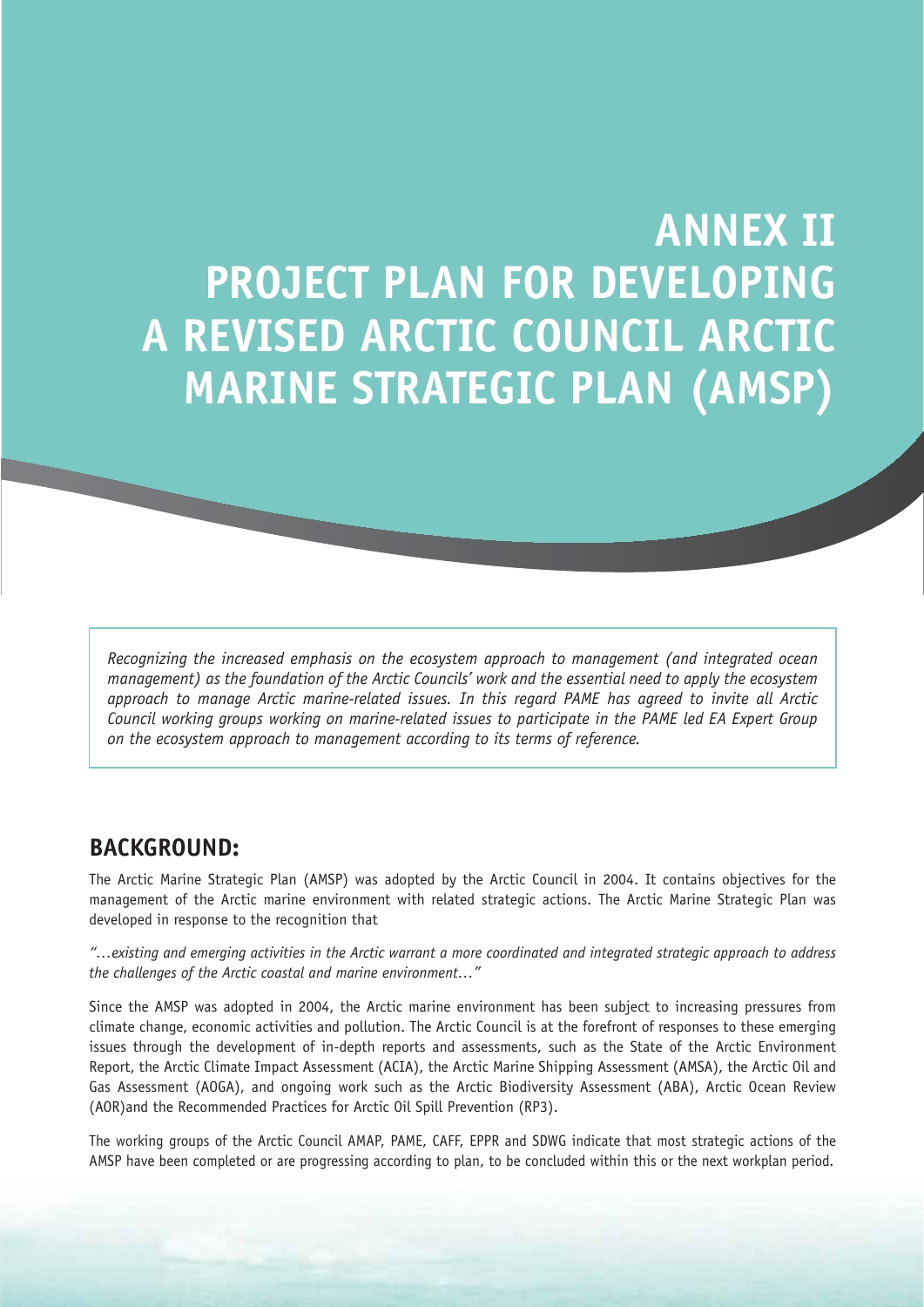# ANNEX II
# PROJECT PLAN FOR DEVELOPING A REVISED ARCTIC COUNCIL ARCTIC MARINE STRATEGIC PLAN (AMSP)

*Recognizing the increased emphasis on the ecosystem approach to management (and integrated ocean management) as the foundation of the Arctic Councils' work and the essential need to apply the ecosystem approach to manage Arctic marine-related issues. In this regard PAME has agreed to invite all Arctic Council working groups working on marine-related issues to participate in the PAME led EA Expert Group on the ecosystem approach to management according to its terms of reference.*

## BACKGROUND:

The Arctic Marine Strategic Plan (AMSP) was adopted by the Arctic Council in 2004. It contains objectives for the management of the Arctic marine environment with related strategic actions. The Arctic Marine Strategic Plan was developed in response to the recognition that

*"…existing and emerging activities in the Arctic warrant a more coordinated and integrated strategic approach to address the challenges of the Arctic coastal and marine environment…"*

Since the AMSP was adopted in 2004, the Arctic marine environment has been subject to increasing pressures from climate change, economic activities and pollution. The Arctic Council is at the forefront of responses to these emerging issues through the development of in-depth reports and assessments, such as the State of the Arctic Environment Report, the Arctic Climate Impact Assessment (ACIA), the Arctic Marine Shipping Assessment (AMSA), the Arctic Oil and Gas Assessment (AOGA), and ongoing work such as the Arctic Biodiversity Assessment (ABA), Arctic Ocean Review (AOR)and the Recommended Practices for Arctic Oil Spill Prevention (RP3).

The working groups of the Arctic Council AMAP, PAME, CAFF, EPPR and SDWG indicate that most strategic actions of the AMSP have been completed or are progressing according to plan, to be concluded within this or the next workplan period.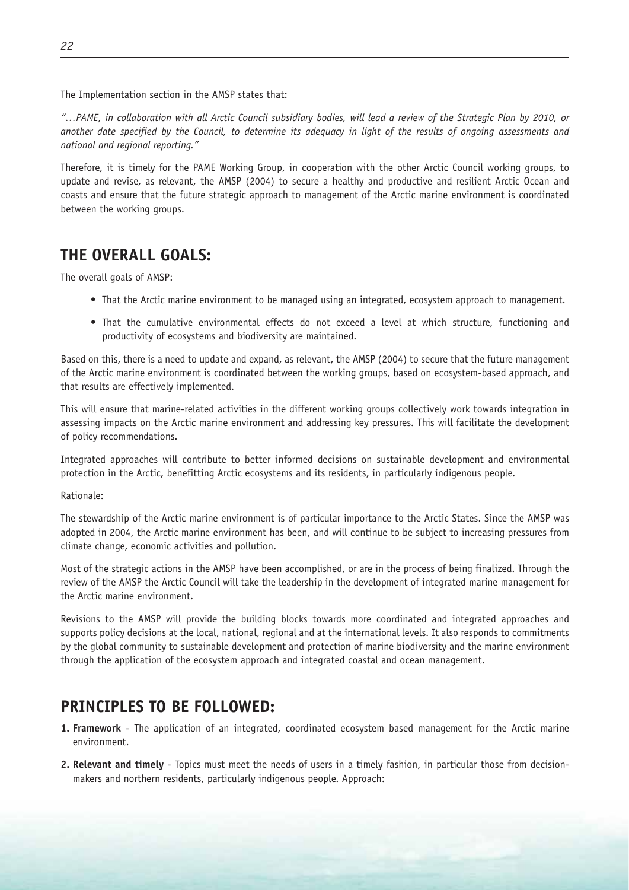The Implementation section in the AMSP states that:

*"…PAME, in collaboration with all Arctic Council subsidiary bodies, will lead a review of the Strategic Plan by 2010, or another date specified by the Council, to determine its adequacy in light of the results of ongoing assessments and national and regional reporting."*

Therefore, it is timely for the PAME Working Group, in cooperation with the other Arctic Council working groups, to update and revise, as relevant, the AMSP (2004) to secure a healthy and productive and resilient Arctic Ocean and coasts and ensure that the future strategic approach to management of the Arctic marine environment is coordinated between the working groups.

## THE OVERALL GOALS:

The overall goals of AMSP:

- That the Arctic marine environment to be managed using an integrated, ecosystem approach to management.
- That the cumulative environmental effects do not exceed a level at which structure, functioning and productivity of ecosystems and biodiversity are maintained.

Based on this, there is a need to update and expand, as relevant, the AMSP (2004) to secure that the future management of the Arctic marine environment is coordinated between the working groups, based on ecosystem-based approach, and that results are effectively implemented.

This will ensure that marine-related activities in the different working groups collectively work towards integration in assessing impacts on the Arctic marine environment and addressing key pressures. This will facilitate the development of policy recommendations.

Integrated approaches will contribute to better informed decisions on sustainable development and environmental protection in the Arctic, benefitting Arctic ecosystems and its residents, in particularly indigenous people.

Rationale:

The stewardship of the Arctic marine environment is of particular importance to the Arctic States. Since the AMSP was adopted in 2004, the Arctic marine environment has been, and will continue to be subject to increasing pressures from climate change, economic activities and pollution.

Most of the strategic actions in the AMSP have been accomplished, or are in the process of being finalized. Through the review of the AMSP the Arctic Council will take the leadership in the development of integrated marine management for the Arctic marine environment.

Revisions to the AMSP will provide the building blocks towards more coordinated and integrated approaches and supports policy decisions at the local, national, regional and at the international levels. It also responds to commitments by the global community to sustainable development and protection of marine biodiversity and the marine environment through the application of the ecosystem approach and integrated coastal and ocean management.

## PRINCIPLES TO BE FOLLOWED:

1. **Framework** - The application of an integrated, coordinated ecosystem based management for the Arctic marine environment.
2. **Relevant and timely** - Topics must meet the needs of users in a timely fashion, in particular those from decision-makers and northern residents, particularly indigenous people. Approach: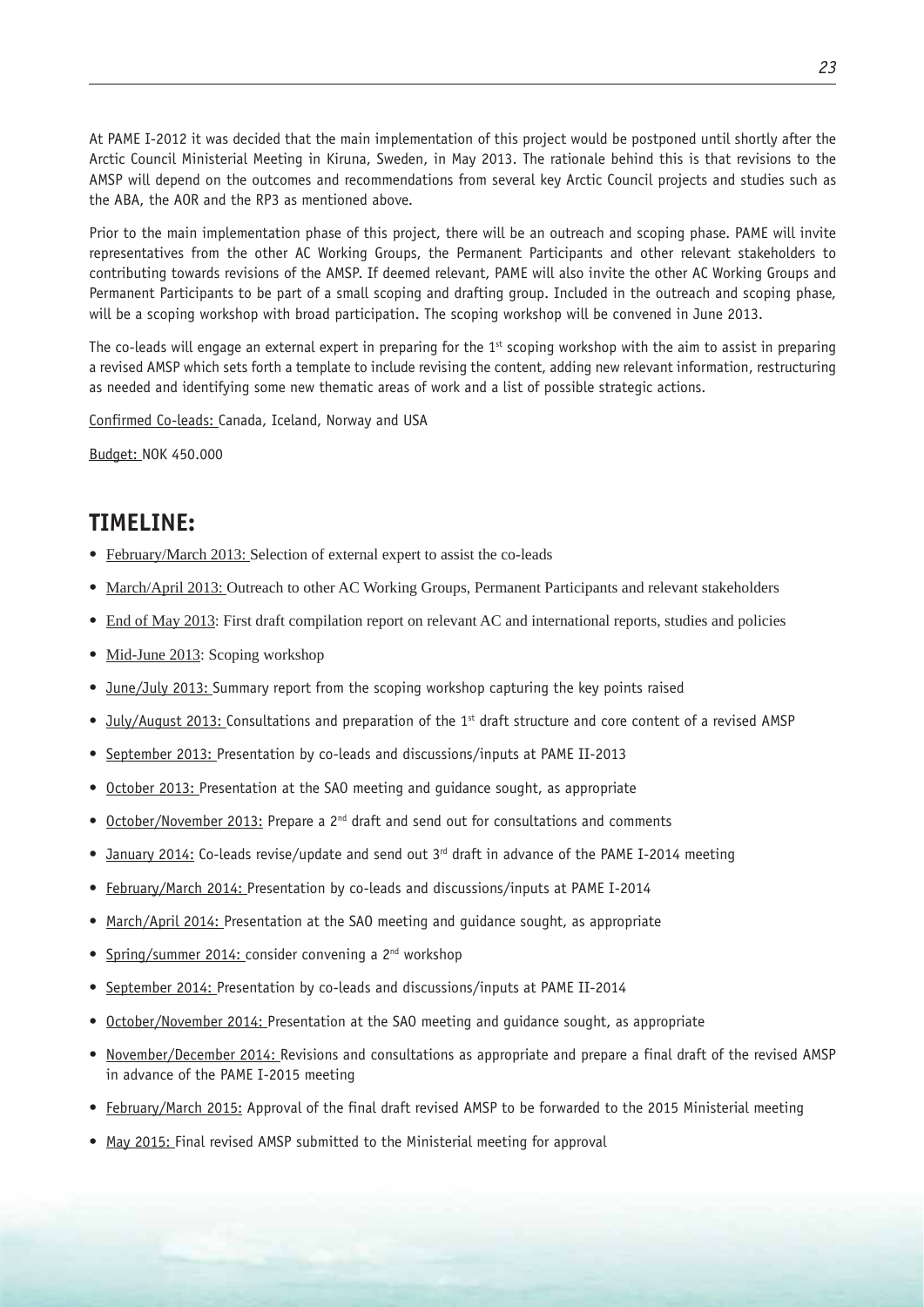At PAME I-2012 it was decided that the main implementation of this project would be postponed until shortly after the Arctic Council Ministerial Meeting in Kiruna, Sweden, in May 2013. The rationale behind this is that revisions to the AMSP will depend on the outcomes and recommendations from several key Arctic Council projects and studies such as the ABA, the AOR and the RP3 as mentioned above.

Prior to the main implementation phase of this project, there will be an outreach and scoping phase. PAME will invite representatives from the other AC Working Groups, the Permanent Participants and other relevant stakeholders to contributing towards revisions of the AMSP. If deemed relevant, PAME will also invite the other AC Working Groups and Permanent Participants to be part of a small scoping and drafting group. Included in the outreach and scoping phase, will be a scoping workshop with broad participation. The scoping workshop will be convened in June 2013.

The co-leads will engage an external expert in preparing for the 1st scoping workshop with the aim to assist in preparing a revised AMSP which sets forth a template to include revising the content, adding new relevant information, restructuring as needed and identifying some new thematic areas of work and a list of possible strategic actions.

Confirmed Co-leads: Canada, Iceland, Norway and USA

Budget: NOK 450.000

## TIMELINE:

- February/March 2013: Selection of external expert to assist the co-leads
- March/April 2013: Outreach to other AC Working Groups, Permanent Participants and relevant stakeholders
- End of May 2013: First draft compilation report on relevant AC and international reports, studies and policies
- Mid-June 2013: Scoping workshop
- June/July 2013: Summary report from the scoping workshop capturing the key points raised
- July/August 2013: Consultations and preparation of the 1st draft structure and core content of a revised AMSP
- September 2013: Presentation by co-leads and discussions/inputs at PAME II-2013
- October 2013: Presentation at the SAO meeting and guidance sought, as appropriate
- October/November 2013: Prepare a 2nd draft and send out for consultations and comments
- January 2014: Co-leads revise/update and send out 3rd draft in advance of the PAME I-2014 meeting
- February/March 2014: Presentation by co-leads and discussions/inputs at PAME I-2014
- March/April 2014: Presentation at the SAO meeting and guidance sought, as appropriate
- Spring/summer 2014: consider convening a 2nd workshop
- September 2014: Presentation by co-leads and discussions/inputs at PAME II-2014
- October/November 2014: Presentation at the SAO meeting and guidance sought, as appropriate
- November/December 2014: Revisions and consultations as appropriate and prepare a final draft of the revised AMSP in advance of the PAME I-2015 meeting
- February/March 2015: Approval of the final draft revised AMSP to be forwarded to the 2015 Ministerial meeting
- May 2015: Final revised AMSP submitted to the Ministerial meeting for approval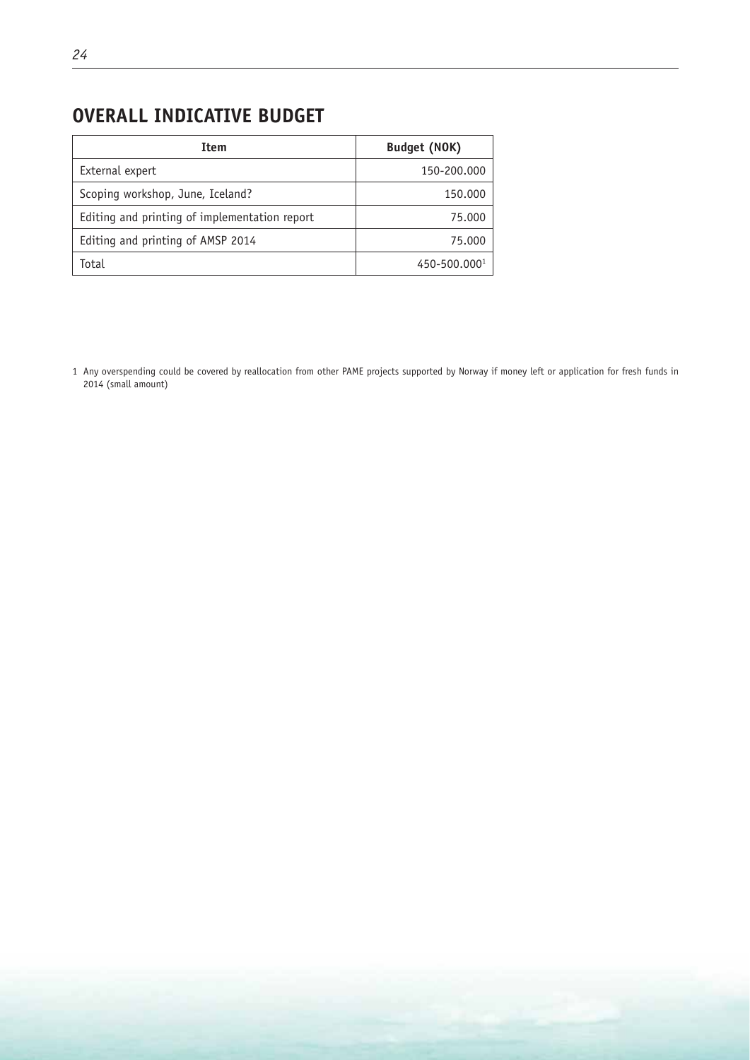## OVERALL INDICATIVE BUDGET

| Item | Budget (NOK) |
|---|---|
| External expert | 150-200.000 |
| Scoping workshop, June, Iceland? | 150.000 |
| Editing and printing of implementation report | 75.000 |
| Editing and printing of AMSP 2014 | 75.000 |
| Total | 450-500.000[1] |

1 Any overspending could be covered by reallocation from other PAME projects supported by Norway if money left or application for fresh funds in 2014 (small amount)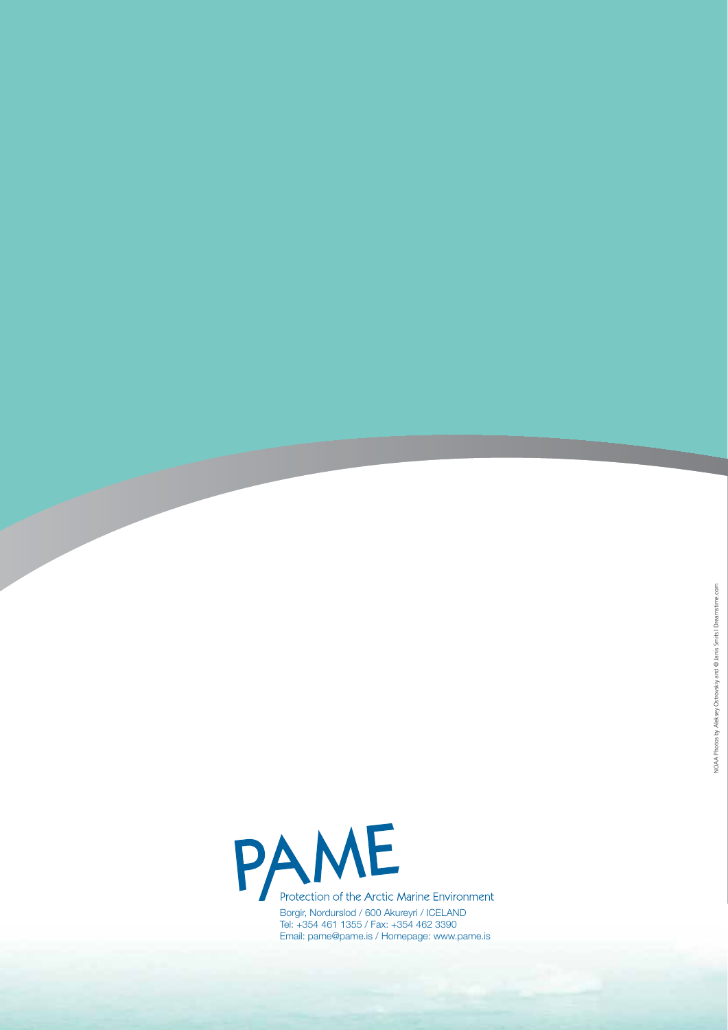PAME

Protection of the Arctic Marine Environment

Borgir, Nordurslod / 600 Akureyri / ICELAND
Tel: +354 461 1355 / Fax: +354 462 3390
Email: pame@pame.is / Homepage: www.pame.is

NOAA Photos by Aleksey Ostrovskiy and © Janis Smits | Dreamstime.com